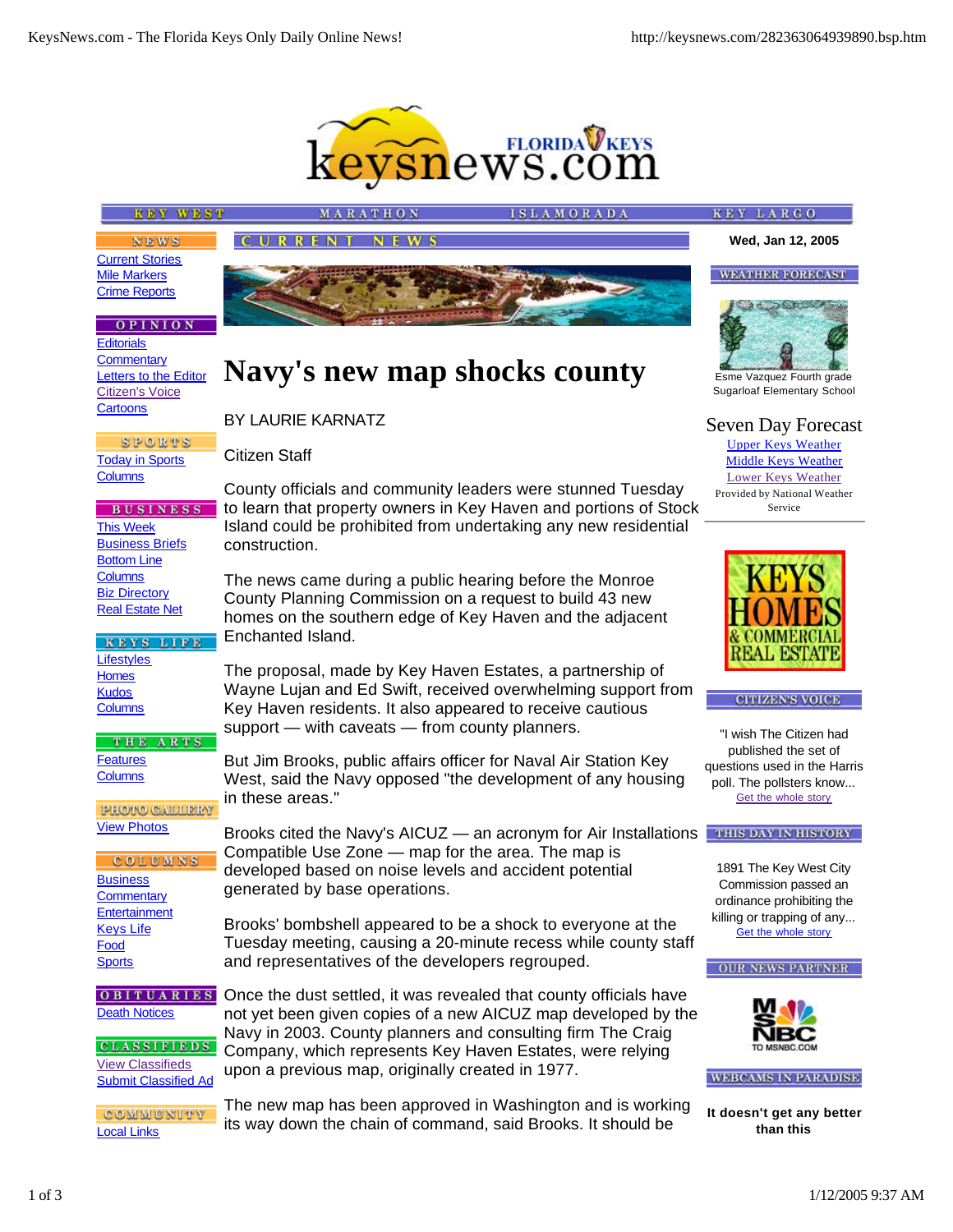# Navy's new map shocks county

BY LAURIE KARNATZ

Citizen Staff

County officials and community leaders were stunned Tuesday to learn that property owners in Key Haven and portions of Stock Island could be prohibited from undertaking any new residential construction.

The news came during a public hearing before the Monroe County Planning Commission on a request to build 43 new homes on the southern edge of Key Haven and the adjacent Enchanted Island.

The proposal, made by Key Haven Estates, a partnership of Wayne Lujan and Ed Swift, received overwhelming support from Key Haven residents. It also appeared to receive cautious support — with caveats — from county planners.

But Jim Brooks, public affairs officer for Naval Air Station Key West, said the Navy opposed "the development of any housing in these areas."

Brooks cited the Navy's AICUZ — an acronym for Air Installations Compatible Use Zone — map for the area. The map is developed based on noise levels and accident potential generated by base operations.

Brooks' bombshell appeared to be a shock to everyone at the Tuesday meeting, causing a 20-minute recess while county staff and representatives of the developers regrouped.

Once the dust settled, it was revealed that county officials have not yet been given copies of a new AICUZ map developed by the Navy in 2003. County planners and consulting firm The Craig Company, which represents Key Haven Estates, were relying upon a previous map, originally created in 1977.

The new map has been approved in Washington and is working its way down the chain of command, said Brooks. It should be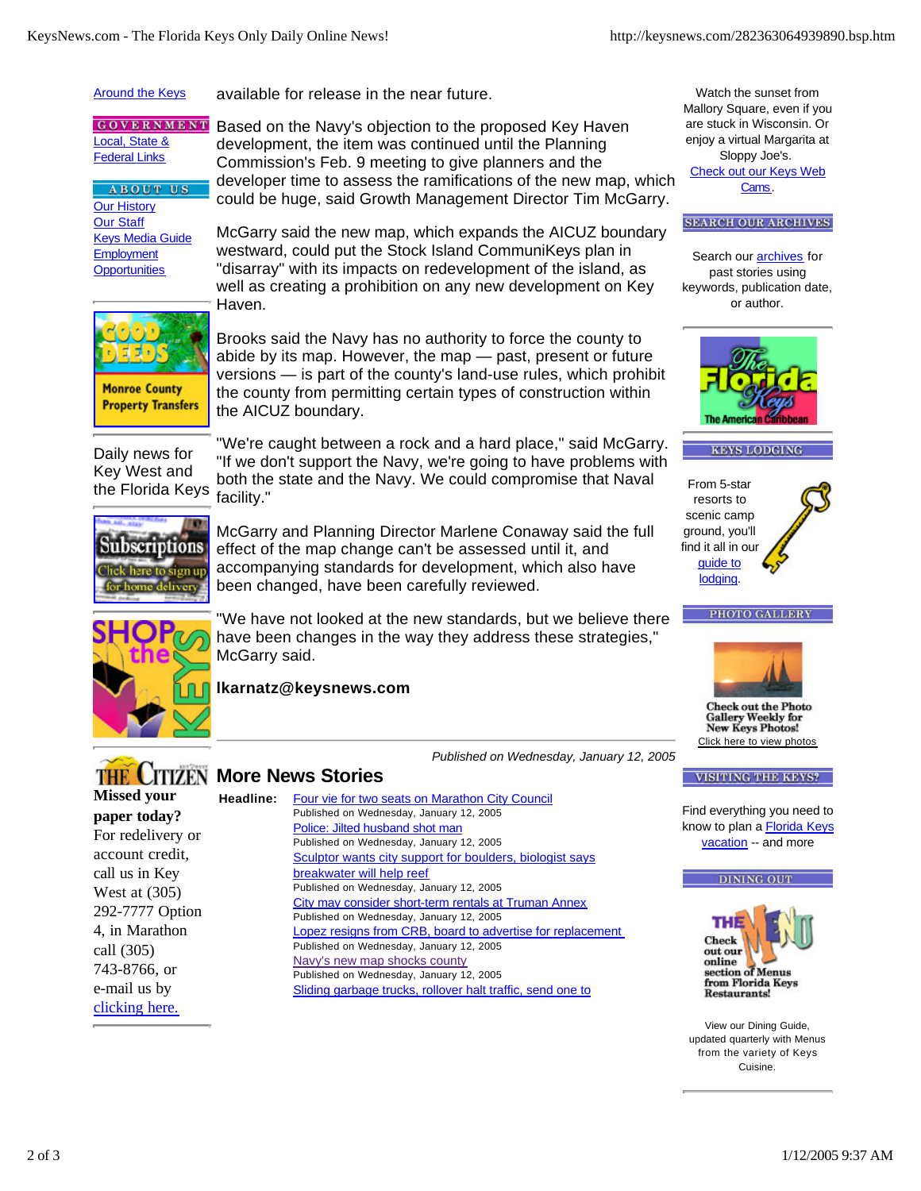Around the Keys

GOVERNMENT
Local, State & Federal Links

ABOUT US
Our History
Our Staff
Keys Media Guide
Employment Opportunities

Daily news for Key West and the Florida Keys

available for release in the near future.

Based on the Navy's objection to the proposed Key Haven development, the item was continued until the Planning Commission's Feb. 9 meeting to give planners and the developer time to assess the ramifications of the new map, which could be huge, said Growth Management Director Tim McGarry.

McGarry said the new map, which expands the AICUZ boundary westward, could put the Stock Island CommuniKeys plan in "disarray" with its impacts on redevelopment of the island, as well as creating a prohibition on any new development on Key Haven.

Brooks said the Navy has no authority to force the county to abide by its map. However, the map — past, present or future versions — is part of the county's land-use rules, which prohibit the county from permitting certain types of construction within the AICUZ boundary.

"We're caught between a rock and a hard place," said McGarry. "If we don't support the Navy, we're going to have problems with both the state and the Navy. We could compromise that Naval facility."

McGarry and Planning Director Marlene Conaway said the full effect of the map change can't be assessed until it, and accompanying standards for development, which also have been changed, have been carefully reviewed.

"We have not looked at the new standards, but we believe there have been changes in the way they address these strategies," McGarry said.

**lkarnatz@keysnews.com**

*Published on Wednesday, January 12, 2005*

## More News Stories

**Headline:**

- Four vie for two seats on Marathon City Council
  Published on Wednesday, January 12, 2005
- Police: Jilted husband shot man
  Published on Wednesday, January 12, 2005
- Sculptor wants city support for boulders, biologist says breakwater will help reef
  Published on Wednesday, January 12, 2005
- City may consider short-term rentals at Truman Annex
  Published on Wednesday, January 12, 2005
- Lopez resigns from CRB, board to advertise for replacement
  Published on Wednesday, January 12, 2005
- Navy's new map shocks county
  Published on Wednesday, January 12, 2005
- Sliding garbage trucks, rollover halt traffic, send one to

**Missed your paper today?** For redelivery or account credit, call us in Key West at (305) 292-7777 Option 4, in Marathon call (305) 743-8766, or e-mail us by clicking here.

Watch the sunset from Mallory Square, even if you are stuck in Wisconsin. Or enjoy a virtual Margarita at Sloppy Joe's. Check out our Keys Web Cams.

SEARCH OUR ARCHIVES

Search our archives for past stories using keywords, publication date, or author.

KEYS LODGING

From 5-star resorts to scenic camp ground, you'll find it all in our guide to lodging.

PHOTO GALLERY

Check out the Photo Gallery Weekly for New Keys Photos!
Click here to view photos

VISITING THE KEYS?

Find everything you need to know to plan a Florida Keys vacation -- and more

DINING OUT

View our Dining Guide, updated quarterly with Menus from the variety of Keys Cuisine.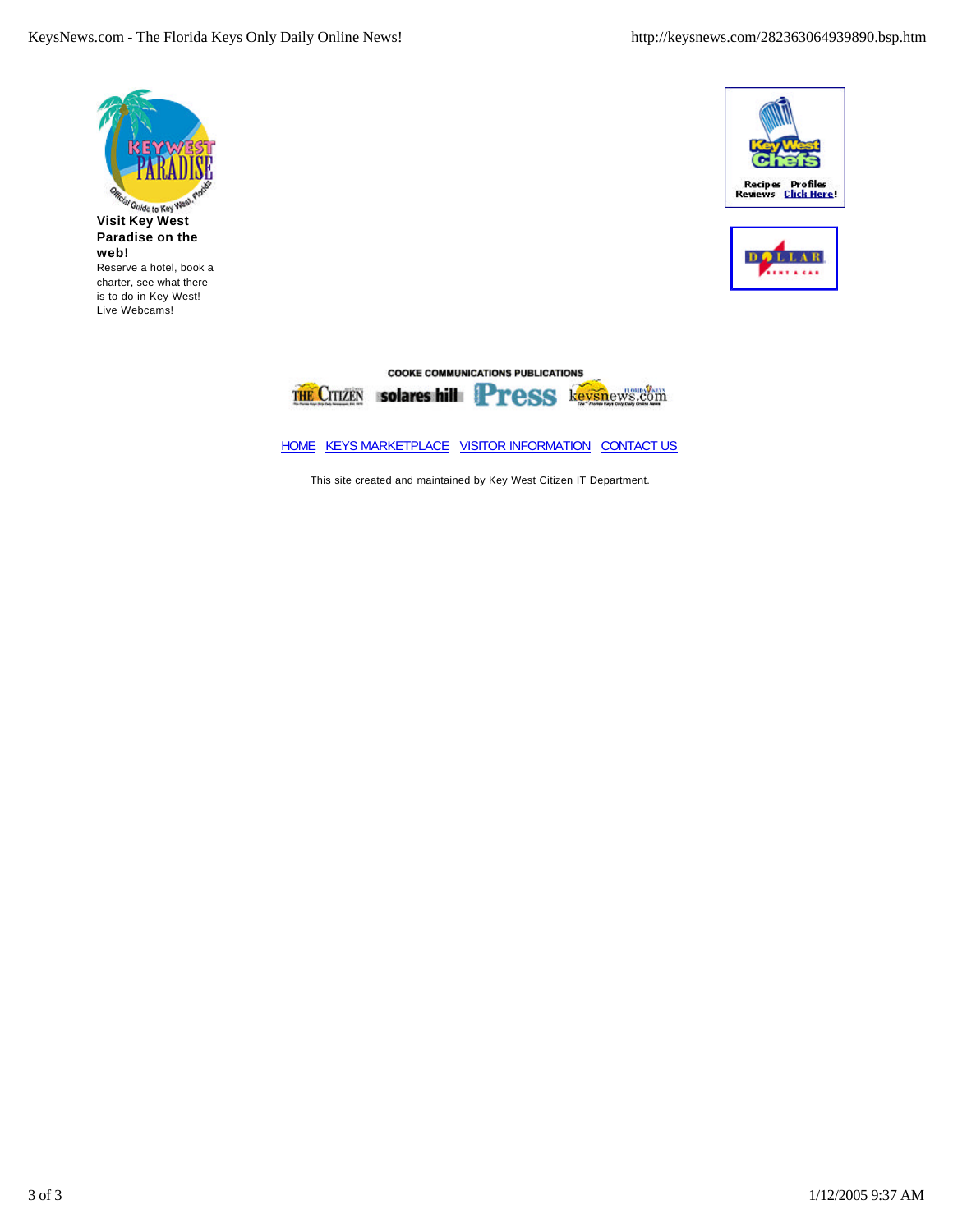**Visit Key West Paradise on the web!**

Reserve a hotel, book a charter, see what there is to do in Key West! Live Webcams!

Recipes Profiles Reviews Click Here!

COOKE COMMUNICATIONS PUBLICATIONS

HOME KEYS MARKETPLACE VISITOR INFORMATION CONTACT US

This site created and maintained by Key West Citizen IT Department.